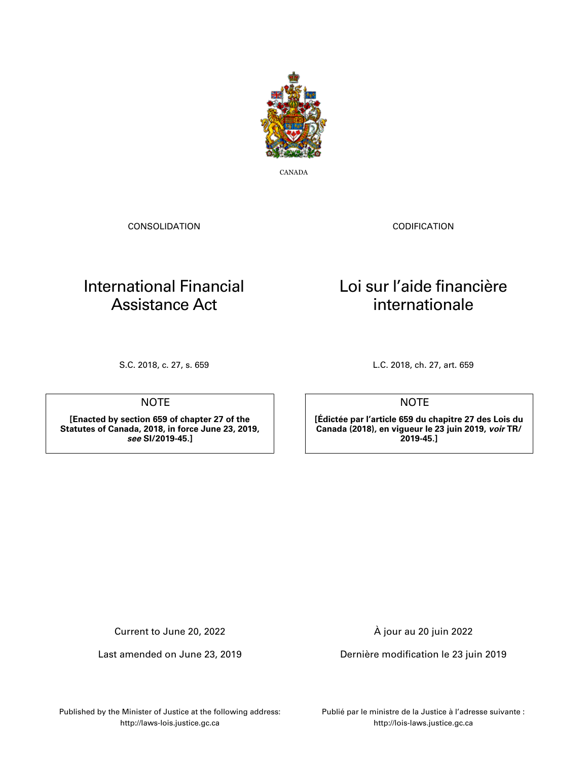CANADA

CONSOLIDATION

# International Financial Assistance Act

S.C. 2018, c. 27, s. 659

NOTE

**[Enacted by section 659 of chapter 27 of the Statutes of Canada, 2018, in force June 23, 2019, *see* SI/2019-45.]**

Current to June 20, 2022

Last amended on June 23, 2019

Published by the Minister of Justice at the following address:
http://laws-lois.justice.gc.ca

CODIFICATION

# Loi sur l'aide financière internationale

L.C. 2018, ch. 27, art. 659

NOTE

**[Édictée par l'article 659 du chapitre 27 des Lois du Canada (2018), en vigueur le 23 juin 2019, *voir* TR/2019-45.]**

À jour au 20 juin 2022

Dernière modification le 23 juin 2019

Publié par le ministre de la Justice à l'adresse suivante :
http://lois-laws.justice.gc.ca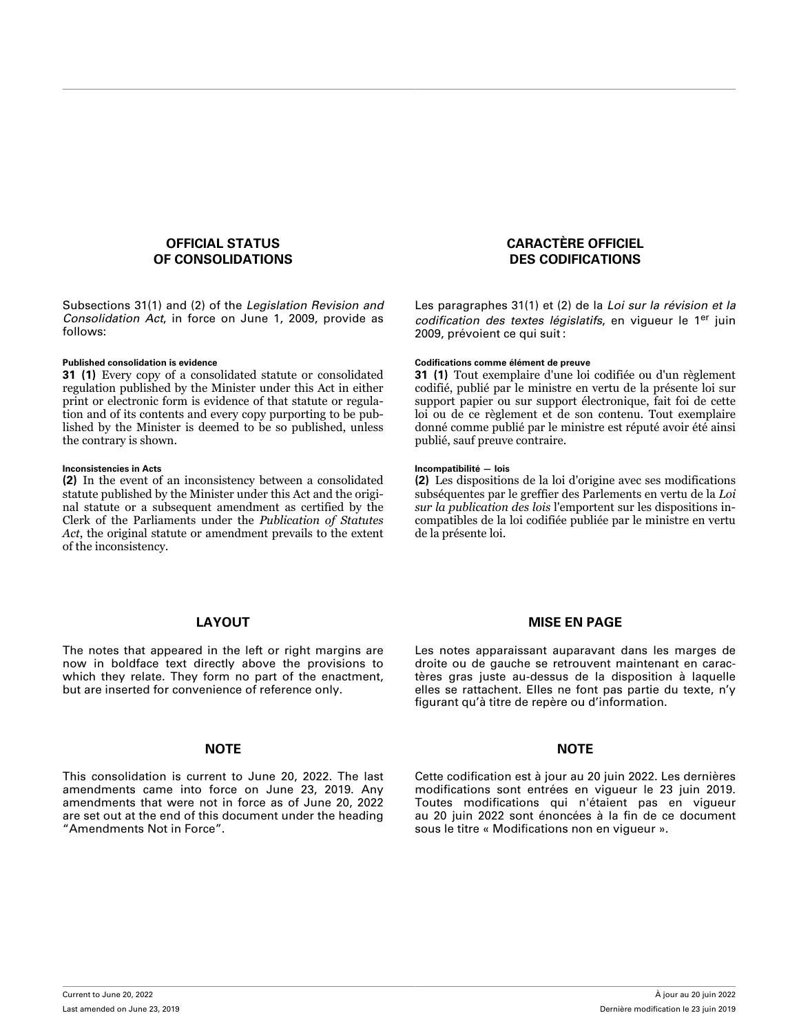## OFFICIAL STATUS OF CONSOLIDATIONS

Subsections 31(1) and (2) of the *Legislation Revision and Consolidation Act*, in force on June 1, 2009, provide as follows:

**Published consolidation is evidence**

**31 (1)** Every copy of a consolidated statute or consolidated regulation published by the Minister under this Act in either print or electronic form is evidence of that statute or regulation and of its contents and every copy purporting to be published by the Minister is deemed to be so published, unless the contrary is shown.

**Inconsistencies in Acts**

**(2)** In the event of an inconsistency between a consolidated statute published by the Minister under this Act and the original statute or a subsequent amendment as certified by the Clerk of the Parliaments under the *Publication of Statutes Act*, the original statute or amendment prevails to the extent of the inconsistency.

## LAYOUT

The notes that appeared in the left or right margins are now in boldface text directly above the provisions to which they relate. They form no part of the enactment, but are inserted for convenience of reference only.

## NOTE

This consolidation is current to June 20, 2022. The last amendments came into force on June 23, 2019. Any amendments that were not in force as of June 20, 2022 are set out at the end of this document under the heading "Amendments Not in Force".

## CARACTÈRE OFFICIEL DES CODIFICATIONS

Les paragraphes 31(1) et (2) de la *Loi sur la révision et la codification des textes législatifs*, en vigueur le 1er juin 2009, prévoient ce qui suit :

**Codifications comme élément de preuve**

**31 (1)** Tout exemplaire d'une loi codifiée ou d'un règlement codifié, publié par le ministre en vertu de la présente loi sur support papier ou sur support électronique, fait foi de cette loi ou de ce règlement et de son contenu. Tout exemplaire donné comme publié par le ministre est réputé avoir été ainsi publié, sauf preuve contraire.

**Incompatibilité — lois**

**(2)** Les dispositions de la loi d'origine avec ses modifications subséquentes par le greffier des Parlements en vertu de la *Loi sur la publication des lois* l'emportent sur les dispositions incompatibles de la loi codifiée publiée par le ministre en vertu de la présente loi.

## MISE EN PAGE

Les notes apparaissant auparavant dans les marges de droite ou de gauche se retrouvent maintenant en caractères gras juste au-dessus de la disposition à laquelle elles se rattachent. Elles ne font pas partie du texte, n'y figurant qu'à titre de repère ou d'information.

## NOTE

Cette codification est à jour au 20 juin 2022. Les dernières modifications sont entrées en vigueur le 23 juin 2019. Toutes modifications qui n'étaient pas en vigueur au 20 juin 2022 sont énoncées à la fin de ce document sous le titre « Modifications non en vigueur ».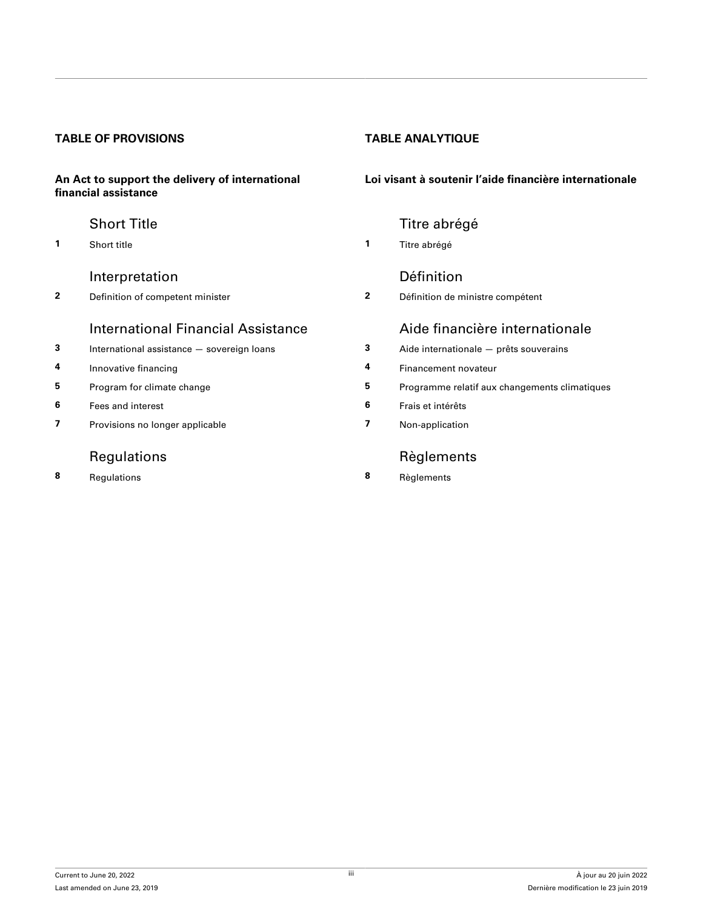## TABLE OF PROVISIONS

**An Act to support the delivery of international financial assistance**

### Short Title

**1** Short title

### Interpretation

**2** Definition of competent minister

### International Financial Assistance

**3** International assistance — sovereign loans

**4** Innovative financing

**5** Program for climate change

**6** Fees and interest

**7** Provisions no longer applicable

### Regulations

**8** Regulations

## TABLE ANALYTIQUE

**Loi visant à soutenir l'aide financière internationale**

### Titre abrégé

**1** Titre abrégé

### Définition

**2** Définition de ministre compétent

### Aide financière internationale

**3** Aide internationale — prêts souverains

**4** Financement novateur

**5** Programme relatif aux changements climatiques

**6** Frais et intérêts

**7** Non-application

### Règlements

**8** Règlements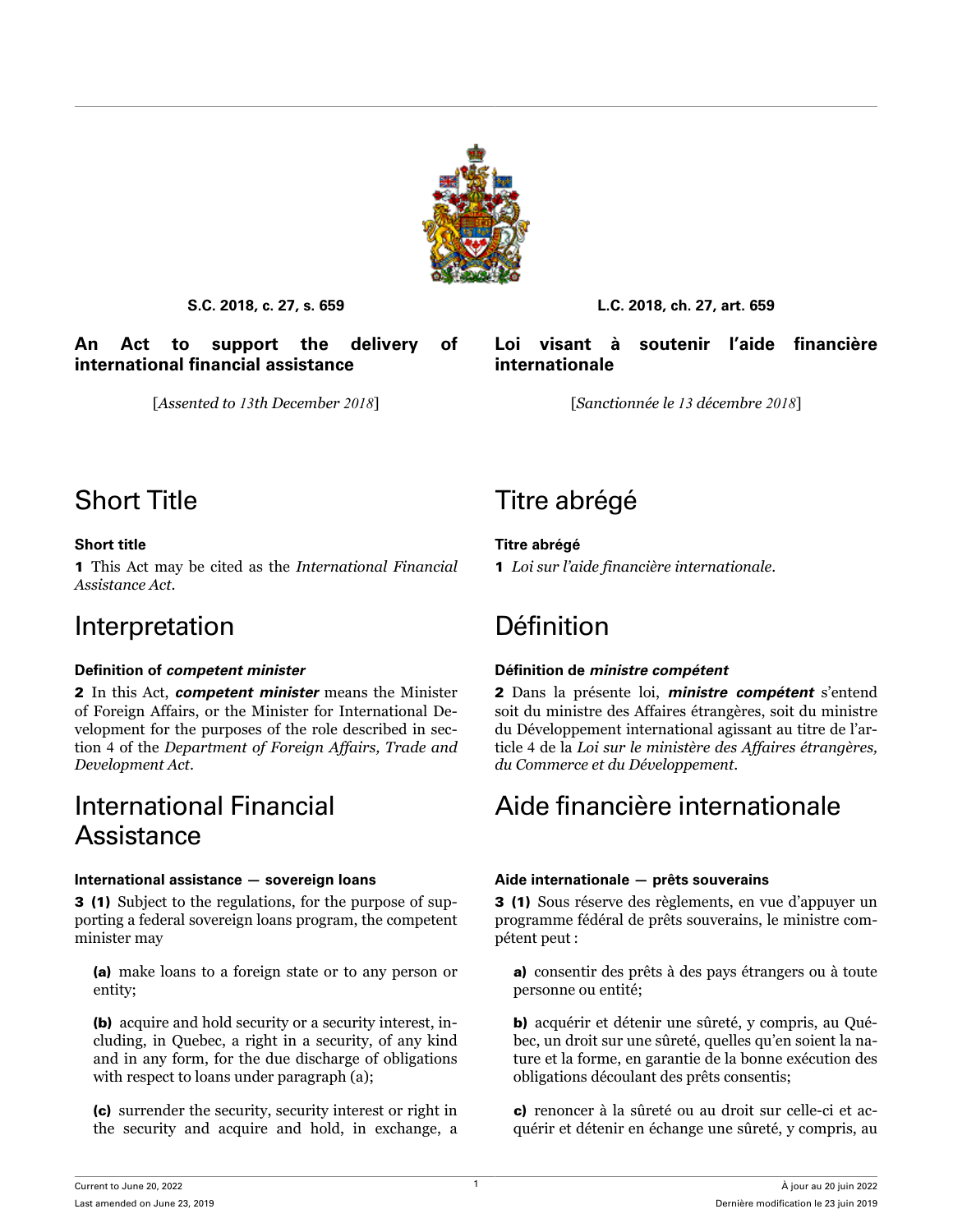S.C. 2018, c. 27, s. 659

# An Act to support the delivery of international financial assistance

[*Assented to 13th December 2018*]

## Short Title

### Short title

**1** This Act may be cited as the *International Financial Assistance Act*.

## Interpretation

### Definition of *competent minister*

**2** In this Act, ***competent minister*** means the Minister of Foreign Affairs, or the Minister for International Development for the purposes of the role described in section 4 of the *Department of Foreign Affairs, Trade and Development Act*.

## International Financial Assistance

### International assistance — sovereign loans

**3 (1)** Subject to the regulations, for the purpose of supporting a federal sovereign loans program, the competent minister may

**(a)** make loans to a foreign state or to any person or entity;

**(b)** acquire and hold security or a security interest, including, in Quebec, a right in a security, of any kind and in any form, for the due discharge of obligations with respect to loans under paragraph (a);

**(c)** surrender the security, security interest or right in the security and acquire and hold, in exchange, a

L.C. 2018, ch. 27, art. 659

# Loi visant à soutenir l'aide financière internationale

[*Sanctionnée le 13 décembre 2018*]

## Titre abrégé

### Titre abrégé

**1** *Loi sur l'aide financière internationale*.

## Définition

### Définition de *ministre compétent*

**2** Dans la présente loi, ***ministre compétent*** s'entend soit du ministre des Affaires étrangères, soit du ministre du Développement international agissant au titre de l'article 4 de la *Loi sur le ministère des Affaires étrangères, du Commerce et du Développement*.

## Aide financière internationale

### Aide internationale — prêts souverains

**3 (1)** Sous réserve des règlements, en vue d'appuyer un programme fédéral de prêts souverains, le ministre compétent peut :

**a)** consentir des prêts à des pays étrangers ou à toute personne ou entité;

**b)** acquérir et détenir une sûreté, y compris, au Québec, un droit sur une sûreté, quelles qu'en soient la nature et la forme, en garantie de la bonne exécution des obligations découlant des prêts consentis;

**c)** renoncer à la sûreté ou au droit sur celle-ci et acquérir et détenir en échange une sûreté, y compris, au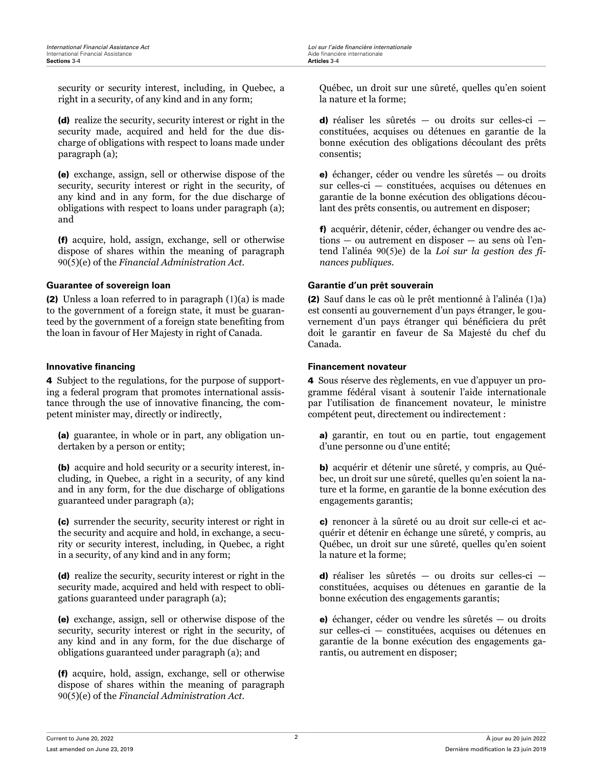security or security interest, including, in Quebec, a right in a security, of any kind and in any form;

**(d)** realize the security, security interest or right in the security made, acquired and held for the due discharge of obligations with respect to loans made under paragraph (a);

**(e)** exchange, assign, sell or otherwise dispose of the security, security interest or right in the security, of any kind and in any form, for the due discharge of obligations with respect to loans under paragraph (a); and

**(f)** acquire, hold, assign, exchange, sell or otherwise dispose of shares within the meaning of paragraph 90(5)(e) of the *Financial Administration Act*.

**Guarantee of sovereign loan**

**(2)** Unless a loan referred to in paragraph (1)(a) is made to the government of a foreign state, it must be guaranteed by the government of a foreign state benefiting from the loan in favour of Her Majesty in right of Canada.

**Innovative financing**

**4** Subject to the regulations, for the purpose of supporting a federal program that promotes international assistance through the use of innovative financing, the competent minister may, directly or indirectly,

**(a)** guarantee, in whole or in part, any obligation undertaken by a person or entity;

**(b)** acquire and hold security or a security interest, including, in Quebec, a right in a security, of any kind and in any form, for the due discharge of obligations guaranteed under paragraph (a);

**(c)** surrender the security, security interest or right in the security and acquire and hold, in exchange, a security or security interest, including, in Quebec, a right in a security, of any kind and in any form;

**(d)** realize the security, security interest or right in the security made, acquired and held with respect to obligations guaranteed under paragraph (a);

**(e)** exchange, assign, sell or otherwise dispose of the security, security interest or right in the security, of any kind and in any form, for the due discharge of obligations guaranteed under paragraph (a); and

**(f)** acquire, hold, assign, exchange, sell or otherwise dispose of shares within the meaning of paragraph 90(5)(e) of the *Financial Administration Act*.

Québec, un droit sur une sûreté, quelles qu'en soient la nature et la forme;

**d)** réaliser les sûretés — ou droits sur celles-ci — constituées, acquises ou détenues en garantie de la bonne exécution des obligations découlant des prêts consentis;

**e)** échanger, céder ou vendre les sûretés — ou droits sur celles-ci — constituées, acquises ou détenues en garantie de la bonne exécution des obligations découlant des prêts consentis, ou autrement en disposer;

**f)** acquérir, détenir, céder, échanger ou vendre des actions — ou autrement en disposer — au sens où l'entend l'alinéa 90(5)e) de la *Loi sur la gestion des finances publiques*.

**Garantie d'un prêt souverain**

**(2)** Sauf dans le cas où le prêt mentionné à l'alinéa (1)a) est consenti au gouvernement d'un pays étranger, le gouvernement d'un pays étranger qui bénéficiera du prêt doit le garantir en faveur de Sa Majesté du chef du Canada.

**Financement novateur**

**4** Sous réserve des règlements, en vue d'appuyer un programme fédéral visant à soutenir l'aide internationale par l'utilisation de financement novateur, le ministre compétent peut, directement ou indirectement :

**a)** garantir, en tout ou en partie, tout engagement d'une personne ou d'une entité;

**b)** acquérir et détenir une sûreté, y compris, au Québec, un droit sur une sûreté, quelles qu'en soient la nature et la forme, en garantie de la bonne exécution des engagements garantis;

**c)** renoncer à la sûreté ou au droit sur celle-ci et acquérir et détenir en échange une sûreté, y compris, au Québec, un droit sur une sûreté, quelles qu'en soient la nature et la forme;

**d)** réaliser les sûretés — ou droits sur celles-ci — constituées, acquises ou détenues en garantie de la bonne exécution des engagements garantis;

**e)** échanger, céder ou vendre les sûretés — ou droits sur celles-ci — constituées, acquises ou détenues en garantie de la bonne exécution des engagements garantis, ou autrement en disposer;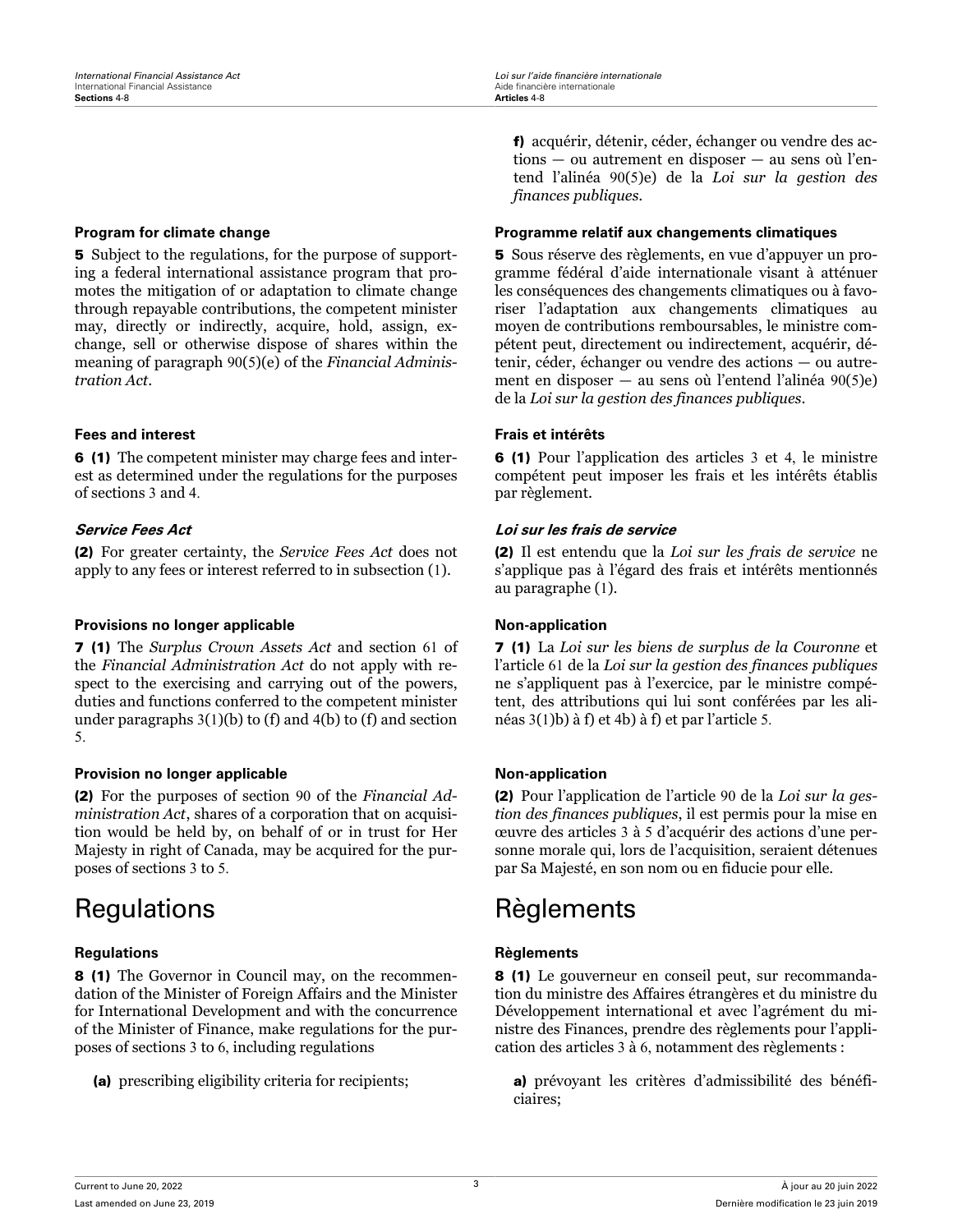f) acquérir, détenir, céder, échanger ou vendre des actions — ou autrement en disposer — au sens où l'entend l'alinéa 90(5)e) de la *Loi sur la gestion des finances publiques*.

**Program for climate change**

**5** Subject to the regulations, for the purpose of supporting a federal international assistance program that promotes the mitigation of or adaptation to climate change through repayable contributions, the competent minister may, directly or indirectly, acquire, hold, assign, exchange, sell or otherwise dispose of shares within the meaning of paragraph 90(5)(e) of the *Financial Administration Act*.

**Programme relatif aux changements climatiques**

**5** Sous réserve des règlements, en vue d'appuyer un programme fédéral d'aide internationale visant à atténuer les conséquences des changements climatiques ou à favoriser l'adaptation aux changements climatiques au moyen de contributions remboursables, le ministre compétent peut, directement ou indirectement, acquérir, détenir, céder, échanger ou vendre des actions — ou autrement en disposer — au sens où l'entend l'alinéa 90(5)e) de la *Loi sur la gestion des finances publiques*.

**Fees and interest**

**6 (1)** The competent minister may charge fees and interest as determined under the regulations for the purposes of sections 3 and 4.

**Frais et intérêts**

**6 (1)** Pour l'application des articles 3 et 4, le ministre compétent peut imposer les frais et les intérêts établis par règlement.

***Service Fees Act***

**(2)** For greater certainty, the *Service Fees Act* does not apply to any fees or interest referred to in subsection (1).

***Loi sur les frais de service***

**(2)** Il est entendu que la *Loi sur les frais de service* ne s'applique pas à l'égard des frais et intérêts mentionnés au paragraphe (1).

**Provisions no longer applicable**

**7 (1)** The *Surplus Crown Assets Act* and section 61 of the *Financial Administration Act* do not apply with respect to the exercising and carrying out of the powers, duties and functions conferred to the competent minister under paragraphs 3(1)(b) to (f) and 4(b) to (f) and section 5.

**Non-application**

**7 (1)** La *Loi sur les biens de surplus de la Couronne* et l'article 61 de la *Loi sur la gestion des finances publiques* ne s'appliquent pas à l'exercice, par le ministre compétent, des attributions qui lui sont conférées par les alinéas 3(1)b) à f) et 4b) à f) et par l'article 5.

**Provision no longer applicable**

**(2)** For the purposes of section 90 of the *Financial Administration Act*, shares of a corporation that on acquisition would be held by, on behalf of or in trust for Her Majesty in right of Canada, may be acquired for the purposes of sections 3 to 5.

**Non-application**

**(2)** Pour l'application de l'article 90 de la *Loi sur la gestion des finances publiques*, il est permis pour la mise en œuvre des articles 3 à 5 d'acquérir des actions d'une personne morale qui, lors de l'acquisition, seraient détenues par Sa Majesté, en son nom ou en fiducie pour elle.

# Regulations

**Regulations**

**8 (1)** The Governor in Council may, on the recommendation of the Minister of Foreign Affairs and the Minister for International Development and with the concurrence of the Minister of Finance, make regulations for the purposes of sections 3 to 6, including regulations

**(a)** prescribing eligibility criteria for recipients;

# Règlements

**Règlements**

**8 (1)** Le gouverneur en conseil peut, sur recommandation du ministre des Affaires étrangères et du ministre du Développement international et avec l'agrément du ministre des Finances, prendre des règlements pour l'application des articles 3 à 6, notamment des règlements :

**a)** prévoyant les critères d'admissibilité des bénéficiaires;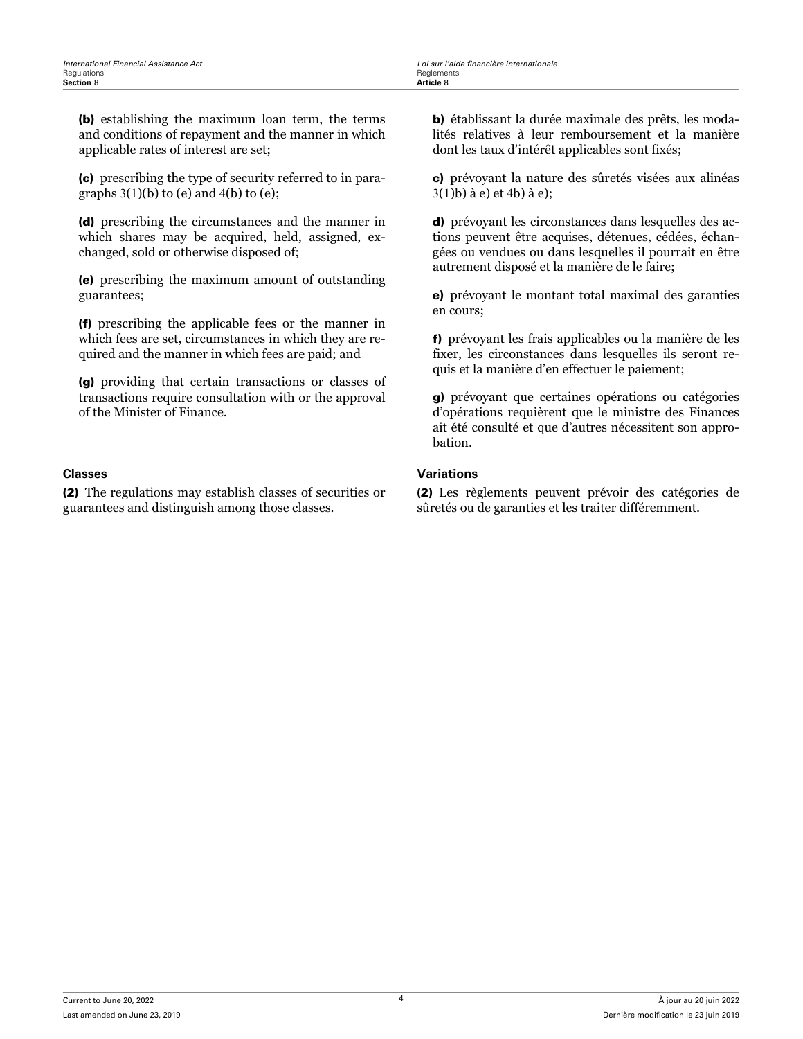**(b)** establishing the maximum loan term, the terms and conditions of repayment and the manner in which applicable rates of interest are set;

**(c)** prescribing the type of security referred to in paragraphs 3(1)(b) to (e) and 4(b) to (e);

**(d)** prescribing the circumstances and the manner in which shares may be acquired, held, assigned, exchanged, sold or otherwise disposed of;

**(e)** prescribing the maximum amount of outstanding guarantees;

**(f)** prescribing the applicable fees or the manner in which fees are set, circumstances in which they are required and the manner in which fees are paid; and

**(g)** providing that certain transactions or classes of transactions require consultation with or the approval of the Minister of Finance.

**Classes**

**(2)** The regulations may establish classes of securities or guarantees and distinguish among those classes.

**b)** établissant la durée maximale des prêts, les modalités relatives à leur remboursement et la manière dont les taux d'intérêt applicables sont fixés;

**c)** prévoyant la nature des sûretés visées aux alinéas 3(1)b) à e) et 4b) à e);

**d)** prévoyant les circonstances dans lesquelles des actions peuvent être acquises, détenues, cédées, échangées ou vendues ou dans lesquelles il pourrait en être autrement disposé et la manière de le faire;

**e)** prévoyant le montant total maximal des garanties en cours;

**f)** prévoyant les frais applicables ou la manière de les fixer, les circonstances dans lesquelles ils seront requis et la manière d'en effectuer le paiement;

**g)** prévoyant que certaines opérations ou catégories d'opérations requièrent que le ministre des Finances ait été consulté et que d'autres nécessitent son approbation.

**Variations**

**(2)** Les règlements peuvent prévoir des catégories de sûretés ou de garanties et les traiter différemment.